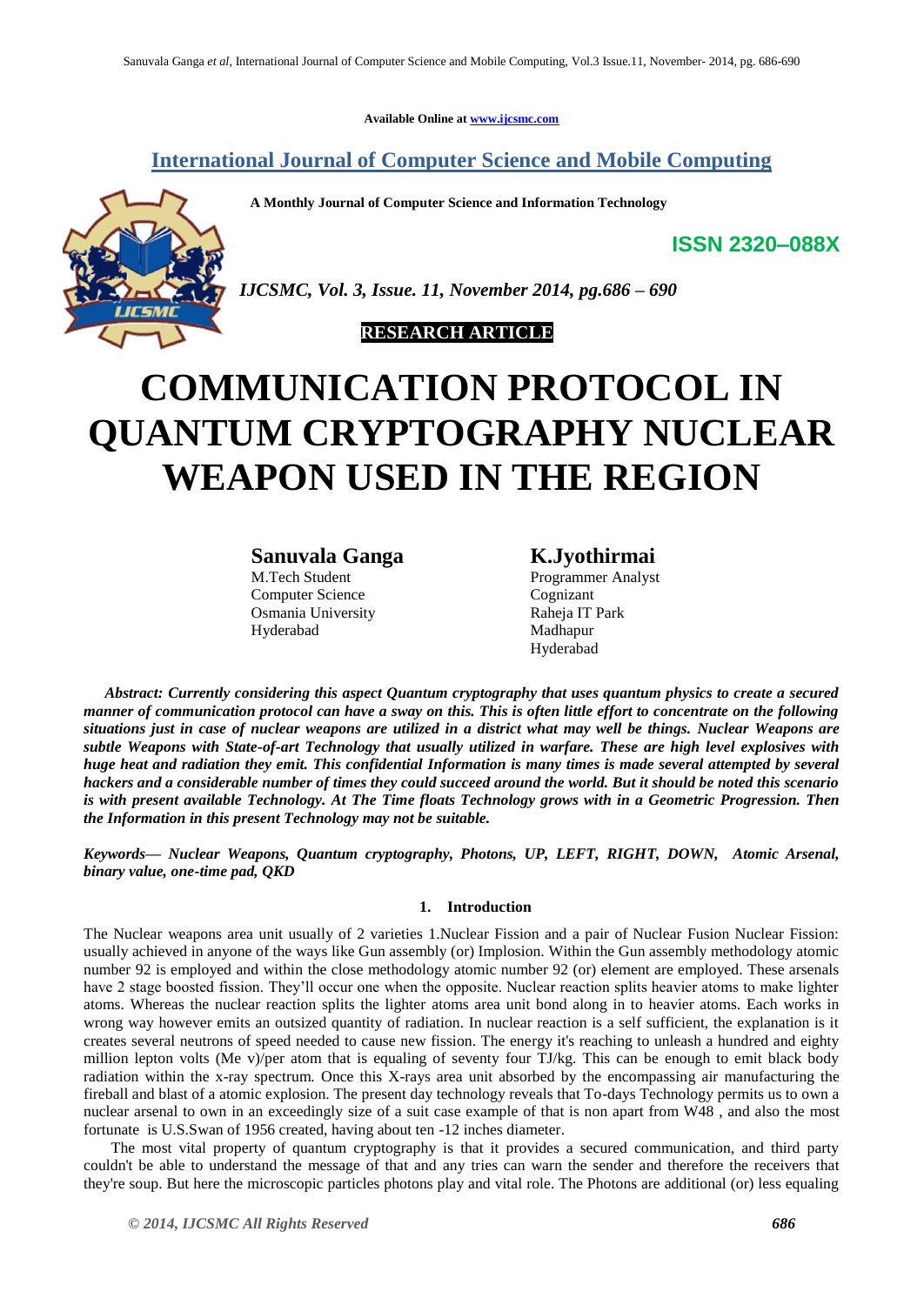Available Online at www.ijcsmc.com

# International Journal of Computer Science and Mobile Computing

**A Monthly Journal of Computer Science and Information Technology**

**ISSN 2320–088X**

***IJCSMC, Vol. 3, Issue. 11, November 2014, pg.686 – 690***

**RESEARCH ARTICLE**

# COMMUNICATION PROTOCOL IN QUANTUM CRYPTOGRAPHY NUCLEAR WEAPON USED IN THE REGION

**Sanuvala Ganga**
M.Tech Student
Computer Science
Osmania University
Hyderabad

**K.Jyothirmai**
Programmer Analyst
Cognizant
Raheja IT Park
Madhapur
Hyderabad

***Abstract: Currently considering this aspect Quantum cryptography that uses quantum physics to create a secured manner of communication protocol can have a sway on this. This is often little effort to concentrate on the following situations just in case of nuclear weapons are utilized in a district what may well be things. Nuclear Weapons are subtle Weapons with State-of-art Technology that usually utilized in warfare. These are high level explosives with huge heat and radiation they emit. This confidential Information is many times is made several attempted by several hackers and a considerable number of times they could succeed around the world. But it should be noted this scenario is with present available Technology. At The Time floats Technology grows with in a Geometric Progression. Then the Information in this present Technology may not be suitable.***

***Keywords— Nuclear Weapons, Quantum cryptography, Photons, UP, LEFT, RIGHT, DOWN, Atomic Arsenal, binary value, one-time pad, QKD***

## 1. Introduction

The Nuclear weapons area unit usually of 2 varieties 1.Nuclear Fission and a pair of Nuclear Fusion Nuclear Fission: usually achieved in anyone of the ways like Gun assembly (or) Implosion. Within the Gun assembly methodology atomic number 92 is employed and within the close methodology atomic number 92 (or) element are employed. These arsenals have 2 stage boosted fission. They'll occur one when the opposite. Nuclear reaction splits heavier atoms to make lighter atoms. Whereas the nuclear reaction splits the lighter atoms area unit bond along in to heavier atoms. Each works in wrong way however emits an outsized quantity of radiation. In nuclear reaction is a self sufficient, the explanation is it creates several neutrons of speed needed to cause new fission. The energy it's reaching to unleash a hundred and eighty million lepton volts (Me v)/per atom that is equaling of seventy four TJ/kg. This can be enough to emit black body radiation within the x-ray spectrum. Once this X-rays area unit absorbed by the encompassing air manufacturing the fireball and blast of a atomic explosion. The present day technology reveals that To-days Technology permits us to own a nuclear arsenal to own in an exceedingly size of a suit case example of that is non apart from W48 , and also the most fortunate is U.S.Swan of 1956 created, having about ten -12 inches diameter.

The most vital property of quantum cryptography is that it provides a secured communication, and third party couldn't be able to understand the message of that and any tries can warn the sender and therefore the receivers that they're soup. But here the microscopic particles photons play and vital role. The Photons are additional (or) less equaling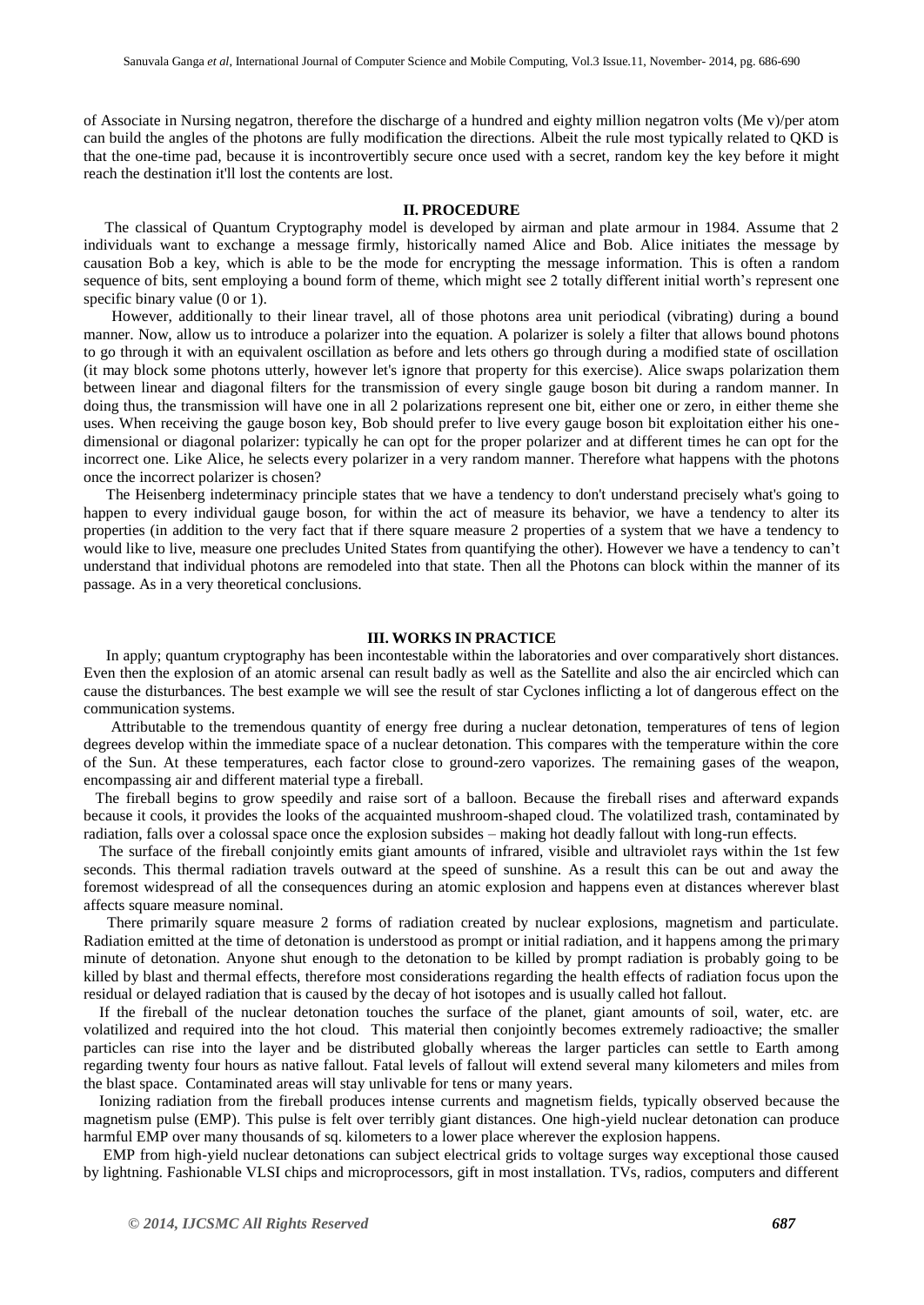of Associate in Nursing negatron, therefore the discharge of a hundred and eighty million negatron volts (Me v)/per atom can build the angles of the photons are fully modification the directions. Albeit the rule most typically related to QKD is that the one-time pad, because it is incontrovertibly secure once used with a secret, random key the key before it might reach the destination it'll lost the contents are lost.

## II. PROCEDURE

The classical of Quantum Cryptography model is developed by airman and plate armour in 1984. Assume that 2 individuals want to exchange a message firmly, historically named Alice and Bob. Alice initiates the message by causation Bob a key, which is able to be the mode for encrypting the message information. This is often a random sequence of bits, sent employing a bound form of theme, which might see 2 totally different initial worth's represent one specific binary value (0 or 1).

However, additionally to their linear travel, all of those photons area unit periodical (vibrating) during a bound manner. Now, allow us to introduce a polarizer into the equation. A polarizer is solely a filter that allows bound photons to go through it with an equivalent oscillation as before and lets others go through during a modified state of oscillation (it may block some photons utterly, however let's ignore that property for this exercise). Alice swaps polarization them between linear and diagonal filters for the transmission of every single gauge boson bit during a random manner. In doing thus, the transmission will have one in all 2 polarizations represent one bit, either one or zero, in either theme she uses. When receiving the gauge boson key, Bob should prefer to live every gauge boson bit exploitation either his one-dimensional or diagonal polarizer: typically he can opt for the proper polarizer and at different times he can opt for the incorrect one. Like Alice, he selects every polarizer in a very random manner. Therefore what happens with the photons once the incorrect polarizer is chosen?

The Heisenberg indeterminacy principle states that we have a tendency to don't understand precisely what's going to happen to every individual gauge boson, for within the act of measure its behavior, we have a tendency to alter its properties (in addition to the very fact that if there square measure 2 properties of a system that we have a tendency to would like to live, measure one precludes United States from quantifying the other). However we have a tendency to can't understand that individual photons are remodeled into that state. Then all the Photons can block within the manner of its passage. As in a very theoretical conclusions.

## III. WORKS IN PRACTICE

In apply; quantum cryptography has been incontestable within the laboratories and over comparatively short distances. Even then the explosion of an atomic arsenal can result badly as well as the Satellite and also the air encircled which can cause the disturbances. The best example we will see the result of star Cyclones inflicting a lot of dangerous effect on the communication systems.

Attributable to the tremendous quantity of energy free during a nuclear detonation, temperatures of tens of legion degrees develop within the immediate space of a nuclear detonation. This compares with the temperature within the core of the Sun. At these temperatures, each factor close to ground-zero vaporizes. The remaining gases of the weapon, encompassing air and different material type a fireball.

The fireball begins to grow speedily and raise sort of a balloon. Because the fireball rises and afterward expands because it cools, it provides the looks of the acquainted mushroom-shaped cloud. The volatilized trash, contaminated by radiation, falls over a colossal space once the explosion subsides – making hot deadly fallout with long-run effects.

The surface of the fireball conjointly emits giant amounts of infrared, visible and ultraviolet rays within the 1st few seconds. This thermal radiation travels outward at the speed of sunshine. As a result this can be out and away the foremost widespread of all the consequences during an atomic explosion and happens even at distances wherever blast affects square measure nominal.

There primarily square measure 2 forms of radiation created by nuclear explosions, magnetism and particulate. Radiation emitted at the time of detonation is understood as prompt or initial radiation, and it happens among the primary minute of detonation. Anyone shut enough to the detonation to be killed by prompt radiation is probably going to be killed by blast and thermal effects, therefore most considerations regarding the health effects of radiation focus upon the residual or delayed radiation that is caused by the decay of hot isotopes and is usually called hot fallout.

If the fireball of the nuclear detonation touches the surface of the planet, giant amounts of soil, water, etc. are volatilized and required into the hot cloud. This material then conjointly becomes extremely radioactive; the smaller particles can rise into the layer and be distributed globally whereas the larger particles can settle to Earth among regarding twenty four hours as native fallout. Fatal levels of fallout will extend several many kilometers and miles from the blast space. Contaminated areas will stay unlivable for tens or many years.

Ionizing radiation from the fireball produces intense currents and magnetism fields, typically observed because the magnetism pulse (EMP). This pulse is felt over terribly giant distances. One high-yield nuclear detonation can produce harmful EMP over many thousands of sq. kilometers to a lower place wherever the explosion happens.

EMP from high-yield nuclear detonations can subject electrical grids to voltage surges way exceptional those caused by lightning. Fashionable VLSI chips and microprocessors, gift in most installation. TVs, radios, computers and different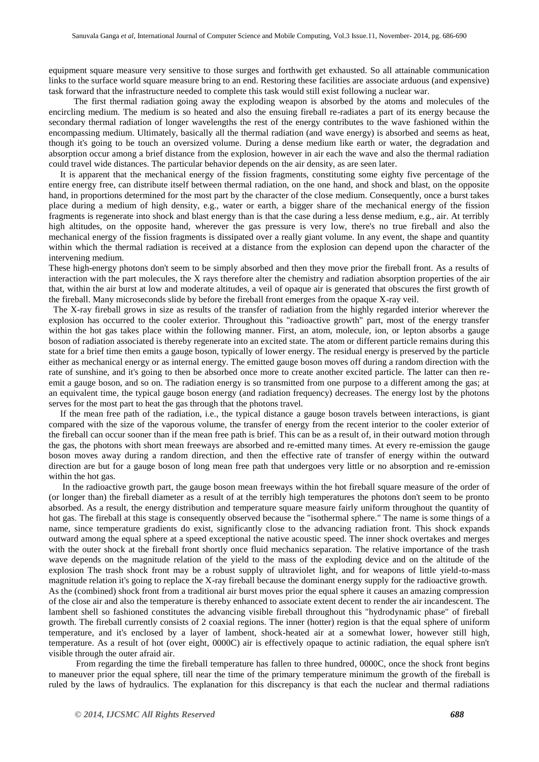equipment square measure very sensitive to those surges and forthwith get exhausted. So all attainable communication links to the surface world square measure bring to an end. Restoring these facilities are associate arduous (and expensive) task forward that the infrastructure needed to complete this task would still exist following a nuclear war.

The first thermal radiation going away the exploding weapon is absorbed by the atoms and molecules of the encircling medium. The medium is so heated and also the ensuing fireball re-radiates a part of its energy because the secondary thermal radiation of longer wavelengths the rest of the energy contributes to the wave fashioned within the encompassing medium. Ultimately, basically all the thermal radiation (and wave energy) is absorbed and seems as heat, though it's going to be touch an oversized volume. During a dense medium like earth or water, the degradation and absorption occur among a brief distance from the explosion, however in air each the wave and also the thermal radiation could travel wide distances. The particular behavior depends on the air density, as are seen later.

It is apparent that the mechanical energy of the fission fragments, constituting some eighty five percentage of the entire energy free, can distribute itself between thermal radiation, on the one hand, and shock and blast, on the opposite hand, in proportions determined for the most part by the character of the close medium. Consequently, once a burst takes place during a medium of high density, e.g., water or earth, a bigger share of the mechanical energy of the fission fragments is regenerate into shock and blast energy than is that the case during a less dense medium, e.g., air. At terribly high altitudes, on the opposite hand, wherever the gas pressure is very low, there's no true fireball and also the mechanical energy of the fission fragments is dissipated over a really giant volume. In any event, the shape and quantity within which the thermal radiation is received at a distance from the explosion can depend upon the character of the intervening medium.

These high-energy photons don't seem to be simply absorbed and then they move prior the fireball front. As a results of interaction with the part molecules, the X rays therefore alter the chemistry and radiation absorption properties of the air that, within the air burst at low and moderate altitudes, a veil of opaque air is generated that obscures the first growth of the fireball. Many microseconds slide by before the fireball front emerges from the opaque X-ray veil.

The X-ray fireball grows in size as results of the transfer of radiation from the highly regarded interior wherever the explosion has occurred to the cooler exterior. Throughout this "radioactive growth" part, most of the energy transfer within the hot gas takes place within the following manner. First, an atom, molecule, ion, or lepton absorbs a gauge boson of radiation associated is thereby regenerate into an excited state. The atom or different particle remains during this state for a brief time then emits a gauge boson, typically of lower energy. The residual energy is preserved by the particle either as mechanical energy or as internal energy. The emitted gauge boson moves off during a random direction with the rate of sunshine, and it's going to then be absorbed once more to create another excited particle. The latter can then re-emit a gauge boson, and so on. The radiation energy is so transmitted from one purpose to a different among the gas; at an equivalent time, the typical gauge boson energy (and radiation frequency) decreases. The energy lost by the photons serves for the most part to heat the gas through that the photons travel.

If the mean free path of the radiation, i.e., the typical distance a gauge boson travels between interactions, is giant compared with the size of the vaporous volume, the transfer of energy from the recent interior to the cooler exterior of the fireball can occur sooner than if the mean free path is brief. This can be as a result of, in their outward motion through the gas, the photons with short mean freeways are absorbed and re-emitted many times. At every re-emission the gauge boson moves away during a random direction, and then the effective rate of transfer of energy within the outward direction are but for a gauge boson of long mean free path that undergoes very little or no absorption and re-emission within the hot gas.

In the radioactive growth part, the gauge boson mean freeways within the hot fireball square measure of the order of (or longer than) the fireball diameter as a result of at the terribly high temperatures the photons don't seem to be pronto absorbed. As a result, the energy distribution and temperature square measure fairly uniform throughout the quantity of hot gas. The fireball at this stage is consequently observed because the "isothermal sphere." The name is some things of a name, since temperature gradients do exist, significantly close to the advancing radiation front. This shock expands outward among the equal sphere at a speed exceptional the native acoustic speed. The inner shock overtakes and merges with the outer shock at the fireball front shortly once fluid mechanics separation. The relative importance of the trash wave depends on the magnitude relation of the yield to the mass of the exploding device and on the altitude of the explosion The trash shock front may be a robust supply of ultraviolet light, and for weapons of little yield-to-mass magnitude relation it's going to replace the X-ray fireball because the dominant energy supply for the radioactive growth.

As the (combined) shock front from a traditional air burst moves prior the equal sphere it causes an amazing compression of the close air and also the temperature is thereby enhanced to associate extent decent to render the air incandescent. The lambent shell so fashioned constitutes the advancing visible fireball throughout this "hydrodynamic phase" of fireball growth. The fireball currently consists of 2 coaxial regions. The inner (hotter) region is that the equal sphere of uniform temperature, and it's enclosed by a layer of lambent, shock-heated air at a somewhat lower, however still high, temperature. As a result of hot (over eight, 0000C) air is effectively opaque to actinic radiation, the equal sphere isn't visible through the outer afraid air.

From regarding the time the fireball temperature has fallen to three hundred, 0000C, once the shock front begins to maneuver prior the equal sphere, till near the time of the primary temperature minimum the growth of the fireball is ruled by the laws of hydraulics. The explanation for this discrepancy is that each the nuclear and thermal radiations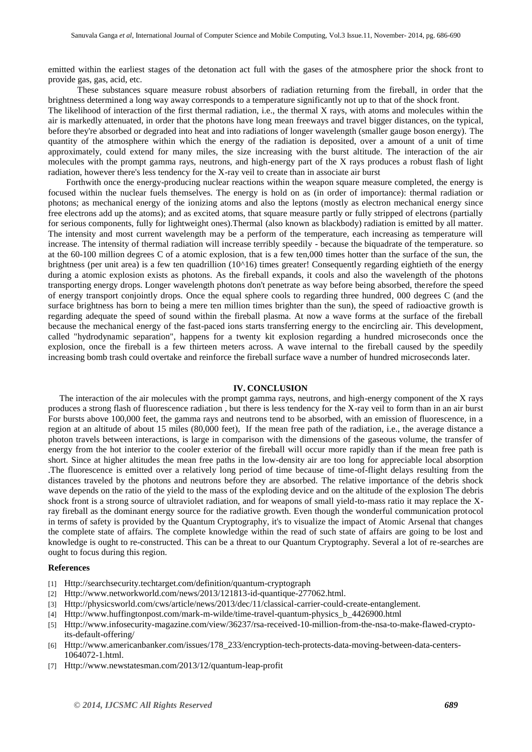emitted within the earliest stages of the detonation act full with the gases of the atmosphere prior the shock front to provide gas, gas, acid, etc.

These substances square measure robust absorbers of radiation returning from the fireball, in order that the brightness determined a long way away corresponds to a temperature significantly not up to that of the shock front.

The likelihood of interaction of the first thermal radiation, i.e., the thermal X rays, with atoms and molecules within the air is markedly attenuated, in order that the photons have long mean freeways and travel bigger distances, on the typical, before they're absorbed or degraded into heat and into radiations of longer wavelength (smaller gauge boson energy). The quantity of the atmosphere within which the energy of the radiation is deposited, over a amount of a unit of time approximately, could extend for many miles, the size increasing with the burst altitude. The interaction of the air molecules with the prompt gamma rays, neutrons, and high-energy part of the X rays produces a robust flash of light radiation, however there's less tendency for the X-ray veil to create than in associate air burst

Forthwith once the energy-producing nuclear reactions within the weapon square measure completed, the energy is focused within the nuclear fuels themselves. The energy is hold on as (in order of importance): thermal radiation or photons; as mechanical energy of the ionizing atoms and also the leptons (mostly as electron mechanical energy since free electrons add up the atoms); and as excited atoms, that square measure partly or fully stripped of electrons (partially for serious components, fully for lightweight ones).Thermal (also known as blackbody) radiation is emitted by all matter. The intensity and most current wavelength may be a perform of the temperature, each increasing as temperature will increase. The intensity of thermal radiation will increase terribly speedily - because the biquadrate of the temperature. so at the 60-100 million degrees C of a atomic explosion, that is a few ten,000 times hotter than the surface of the sun, the brightness (per unit area) is a few ten quadrillion (10^16) times greater! Consequently regarding eightieth of the energy during a atomic explosion exists as photons. As the fireball expands, it cools and also the wavelength of the photons transporting energy drops. Longer wavelength photons don't penetrate as way before being absorbed, therefore the speed of energy transport conjointly drops. Once the equal sphere cools to regarding three hundred, 000 degrees C (and the surface brightness has born to being a mere ten million times brighter than the sun), the speed of radioactive growth is regarding adequate the speed of sound within the fireball plasma. At now a wave forms at the surface of the fireball because the mechanical energy of the fast-paced ions starts transferring energy to the encircling air. This development, called "hydrodynamic separation", happens for a twenty kit explosion regarding a hundred microseconds once the explosion, once the fireball is a few thirteen meters across. A wave internal to the fireball caused by the speedily increasing bomb trash could overtake and reinforce the fireball surface wave a number of hundred microseconds later.

## IV. CONCLUSION

The interaction of the air molecules with the prompt gamma rays, neutrons, and high-energy component of the X rays produces a strong flash of fluorescence radiation , but there is less tendency for the X-ray veil to form than in an air burst For bursts above 100,000 feet, the gamma rays and neutrons tend to be absorbed, with an emission of fluorescence, in a region at an altitude of about 15 miles (80,000 feet), If the mean free path of the radiation, i.e., the average distance a photon travels between interactions, is large in comparison with the dimensions of the gaseous volume, the transfer of energy from the hot interior to the cooler exterior of the fireball will occur more rapidly than if the mean free path is short. Since at higher altitudes the mean free paths in the low-density air are too long for appreciable local absorption .The fluorescence is emitted over a relatively long period of time because of time-of-flight delays resulting from the distances traveled by the photons and neutrons before they are absorbed. The relative importance of the debris shock wave depends on the ratio of the yield to the mass of the exploding device and on the altitude of the explosion The debris shock front is a strong source of ultraviolet radiation, and for weapons of small yield-to-mass ratio it may replace the X-ray fireball as the dominant energy source for the radiative growth. Even though the wonderful communication protocol in terms of safety is provided by the Quantum Cryptography, it's to visualize the impact of Atomic Arsenal that changes the complete state of affairs. The complete knowledge within the read of such state of affairs are going to be lost and knowledge is ought to re-constructed. This can be a threat to our Quantum Cryptography. Several a lot of re-searches are ought to focus during this region.

### References

[1] Http://searchsecurity.techtarget.com/definition/quantum-cryptograph

[2] Http://www.networkworld.com/news/2013/121813-id-quantique-277062.html.

[3] Http://physicsworld.com/cws/article/news/2013/dec/11/classical-carrier-could-create-entanglement.

[4] Http://www.huffingtonpost.com/mark-m-wilde/time-travel-quantum-physics_b_4426900.html

[5] Http://www.infosecurity-magazine.com/view/36237/rsa-received-10-million-from-the-nsa-to-make-flawed-crypto-its-default-offering/

[6] Http://www.americanbanker.com/issues/178_233/encryption-tech-protects-data-moving-between-data-centers-1064072-1.html.

[7] Http://www.newstatesman.com/2013/12/quantum-leap-profit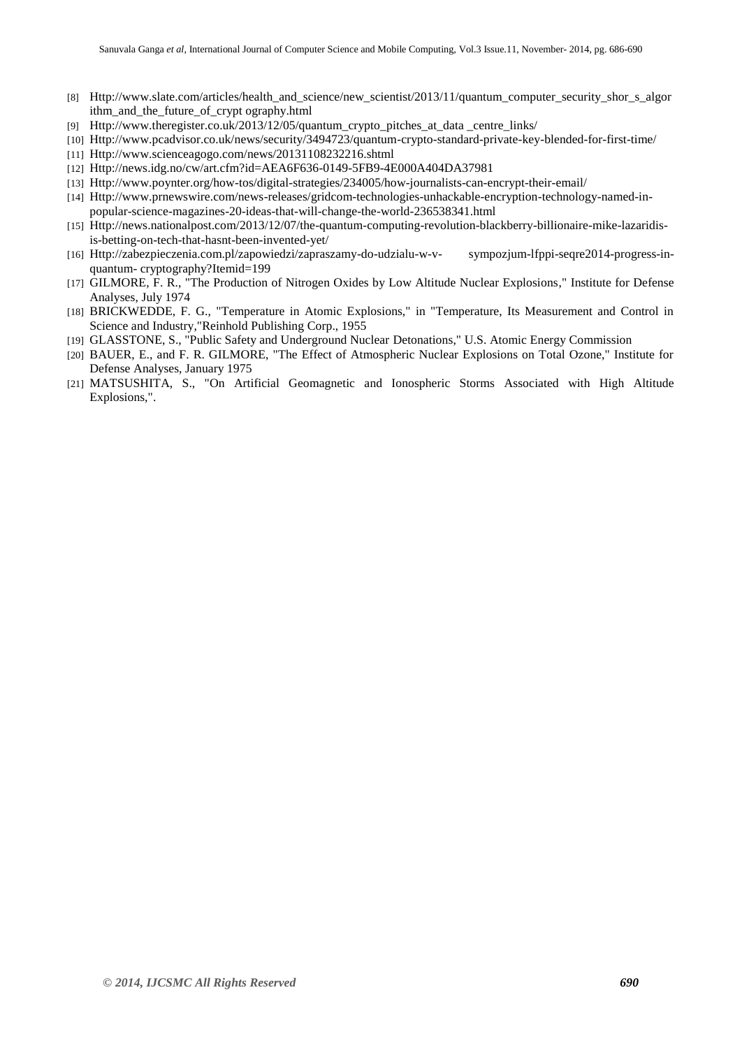[8] Http://www.slate.com/articles/health_and_science/new_scientist/2013/11/quantum_computer_security_shor_s_algorithm_and_the_future_of_crypt ography.html

[9] Http://www.theregister.co.uk/2013/12/05/quantum_crypto_pitches_at_data _centre_links/

[10] Http://www.pcadvisor.co.uk/news/security/3494723/quantum-crypto-standard-private-key-blended-for-first-time/

[11] Http://www.scienceagogo.com/news/20131108232216.shtml

[12] Http://news.idg.no/cw/art.cfm?id=AEA6F636-0149-5FB9-4E000A404DA37981

[13] Http://www.poynter.org/how-tos/digital-strategies/234005/how-journalists-can-encrypt-their-email/

[14] Http://www.prnewswire.com/news-releases/gridcom-technologies-unhackable-encryption-technology-named-in-popular-science-magazines-20-ideas-that-will-change-the-world-236538341.html

[15] Http://news.nationalpost.com/2013/12/07/the-quantum-computing-revolution-blackberry-billionaire-mike-lazaridis-is-betting-on-tech-that-hasnt-been-invented-yet/

[16] Http://zabezpieczenia.com.pl/zapowiedzi/zapraszamy-do-udzialu-w-v- sympozjum-lfppi-seqre2014-progress-in-quantum- cryptography?Itemid=199

[17] GILMORE, F. R., "The Production of Nitrogen Oxides by Low Altitude Nuclear Explosions," Institute for Defense Analyses, July 1974

[18] BRICKWEDDE, F. G., "Temperature in Atomic Explosions," in "Temperature, Its Measurement and Control in Science and Industry,"Reinhold Publishing Corp., 1955

[19] GLASSTONE, S., "Public Safety and Underground Nuclear Detonations," U.S. Atomic Energy Commission

[20] BAUER, E., and F. R. GILMORE, "The Effect of Atmospheric Nuclear Explosions on Total Ozone," Institute for Defense Analyses, January 1975

[21] MATSUSHITA, S., "On Artificial Geomagnetic and Ionospheric Storms Associated with High Altitude Explosions,".